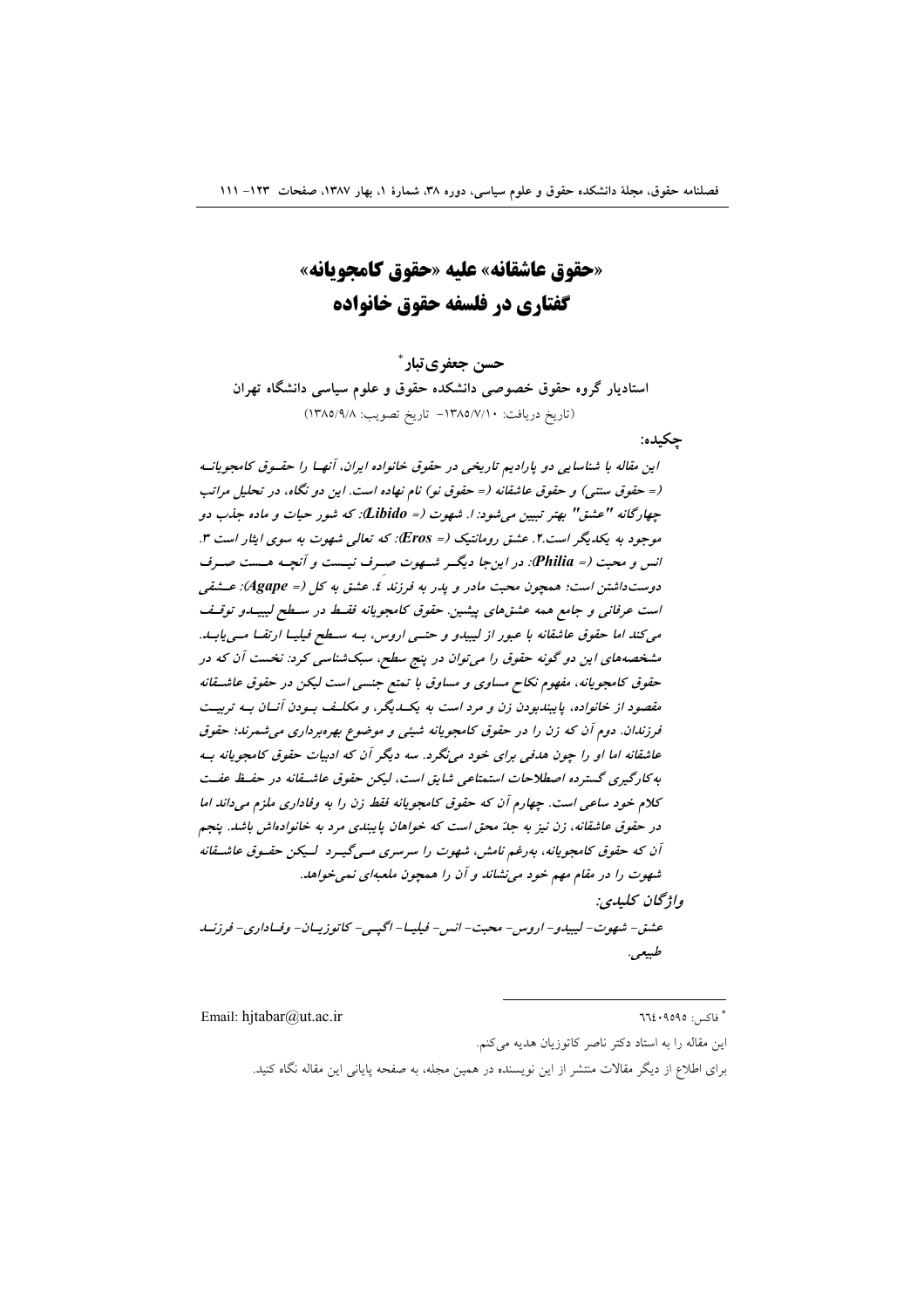# «حقوق عاشقانه» علیه «حقوق کامجویانه»
# گفتاری در فلسفه حقوق خانواده

**حسن جعفری‌تبار***

**استادیار گروه حقوق خصوصی دانشکده حقوق و علوم سیاسی دانشگاه تهران**

(تاریخ دریافت: ۱۳۸۵/۷/۱۰- تاریخ تصویب: ۱۳۸۵/۹/۸)

**چکیده:**

*این مقاله با شناسایی دو پارادیم تاریخی در حقوق خانواده ایران، آنها را حقوق کامجویانه (= حقوق سنتی) و حقوق عاشقانه (= حقوق نو) نام نهاده است. این دو نگاه، در تحلیل مراتب چهارگانه "عشق" بهتر تبیین می‌شود: ۱. شهوت (= Libido): که شور حیات و ماده جذب دو موجود به یکدیگر است.۲. عشق رومانتیک (= Eros): که تعالی شهوت به سوی ایثار است ۳. انس و محبت (= Philia): در اینجا دیگر شهوت صرف نیست و آنچه هست صرف دوست‌داشتن است؛ همچون محبت مادر و پدر به فرزند ٤. عشق به کل (= Agape): عشقی است عرفانی و جامع همه عشق‌های پیشین. حقوق کامجویانه فقط در سطح لیبیدو توقف می‌کند اما حقوق عاشقانه با عبور از لیبیدو و حتی اروس، به سطح فیلیا ارتقا می‌یابد. مشخصه‌های این دو گونه حقوق را می‌توان در پنج سطح، سبک‌شناسی کرد: نخست آن که در حقوق کامجویانه، مفهوم نکاح مساوی و مساوق با تمتع جنسی است لیکن در حقوق عاشقانه مقصود از خانواده، پایبندبودن زن و مرد است به یکدیگر، و مکلف بودن آنان به تربیت فرزندان. دوم آن که زن را در حقوق کامجویانه شیئی و موضوع بهره‌برداری می‌شمرند؛ حقوق عاشقانه اما او را چون هدفی برای خود می‌نگرد. سه دیگر آن که ادبیات حقوق کامجویانه به کارگیری گسترده اصطلاحات استمتاعی شایق است، لیکن حقوق عاشقانه در حفظ عفت کلام خود ساعی است. چهارم آن که حقوق کامجویانه فقط زن را به وفاداری ملزم می‌داند اما در حقوق عاشقانه، زن نیز به جدّ محق است که خواهان پایبندی مرد به خانواده‌اش باشد. پنجم آن که حقوق کامجویانه، به‌رغم نامش، شهوت را سرسری می‌گیرد لیکن حقوق عاشقانه شهوت را در مقام مهم خود می‌نشاند و آن را همچون ملعبه‌ای نمی‌خواهد.*

***واژگان کلیدی:***

*عشق- شهوت- لیبیدو- اروس- محبت- انس- فیلیا- اگپی- کاتوزیان- وفاداری- فرزند طبیعی.*

---

* فاکس: ٦٦٤٠٩٥٩٥ &nbsp;&nbsp;&nbsp; Email: hjtabar@ut.ac.ir

این مقاله را به استاد دکتر ناصر کاتوزیان هدیه می‌کنم.

برای اطلاع از دیگر مقالات منتشر از این نویسنده در همین مجله، به صفحه پایانی این مقاله نگاه کنید.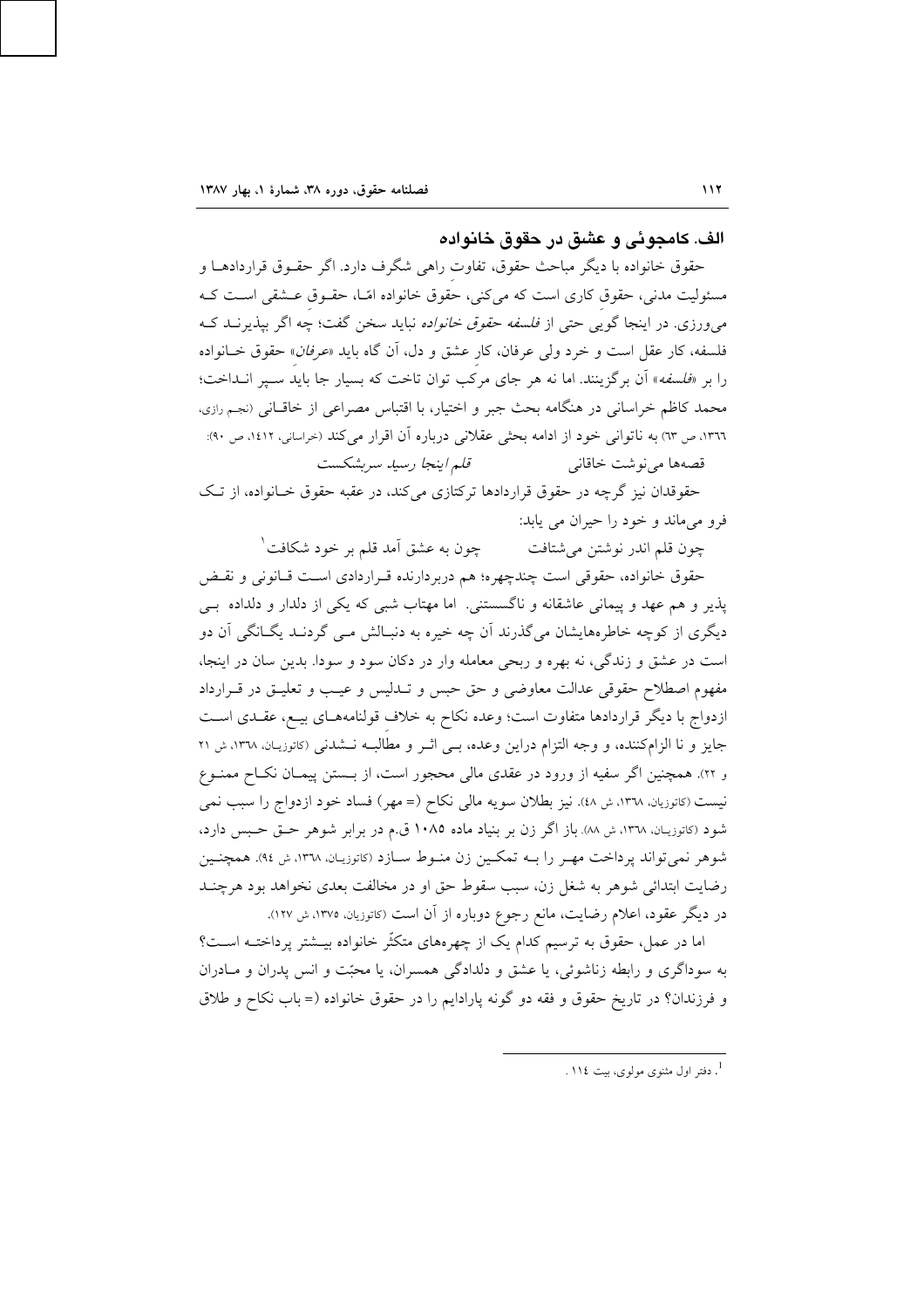## الف. کامجوئی و عشق در حقوق خانواده

حقوق خانواده با دیگر مباحث حقوق، تفاوتِ راهی شگرف دارد. اگر حقـوق قراردادهـا و مسئولیت مدنی، حقوقِ کاری است که می‌کنی، حقوق خانواده امّـا، حقـوقِ عـشقی اسـت کـه می‌ورزی. در اینجا گویی حتی از *فلسفه حقوق خانواده* نباید سخن گفت؛ چه اگر بپذیرنـد کـه فلسفه، کار عقل است و خرد ولی عرفان، کارِ عشق و دل، آن گاه باید «*عرفان*» حقوق خـانواده را بر «*فلسفه*» آن برگزینند. اما نه هر جای مرکَب توان تاخت که بسیار جا بایدَ سـپر انـداخت؛ محمد کاظم خراسانی در هنگامه بحث جبر و اختیار، با اقتباس مصراعی از خاقـانی (نجم رازی، ۱۳۶۶، ص ٦٣) به ناتوانی خود از ادامه بحثی عقلانی درباره آن اقرار می‌کند (خراسانی، ۱٤١٢، ص ٩٠):

قصه‌ها می‌نوشت خاقانی &nbsp;&nbsp;&nbsp;&nbsp;&nbsp;&nbsp;&nbsp;&nbsp; *قلم اینجا رسید سربشکست*

حقوقدان نیز گرچه در حقوق قراردادها ترکتازی می‌کند، در عقبه حقوق خـانواده، از تـک فرو می‌ماند و خود را حیران می یابد:

چون قلم اندر نوشتن می‌شتافت &nbsp;&nbsp;&nbsp;&nbsp;&nbsp;&nbsp;&nbsp;&nbsp; چون به عشق آمد قلم بر خود شکافت[1]

حقوق خانواده، حقوقی است چندچهره؛ هم دربردارنده قـراردادی اسـت قـانونی و نقـض پذیر و هم عهد و پیمانی عاشقانه و ناگسستنی. اما مهتاب شبی که یکی از دلدار و دلداده بـی دیگری از کوچه خاطره‌هایشان می‌گذرند آن چه خیره به دنبـالش مـی گردنـد یگـانگی آن دو است در عشق و زندگی، نه بهره و ربحی معامله وار در دکان سود و سودا. بدین سان در اینجا، مفهوم اصطلاح حقوقی عدالت معاوضی و حق حبس و تـدلیس و عیـب و تعلیـق در قـرارداد ازدواج با دیگر قراردادها متفاوت است؛ وعده نکاح به خلافِ قولنامه‌هـای بیـع، عقـدی اسـت جایز و نا الزام‌کننده، و وجه التزام دراین وعده، بـی اثـر و مطالبـه نـشدنی (کاتوزیـان، ۱۳٦٨، ش ۲۱ و ۲۲). همچنین اگر سفیه از ورود در عقدی مالی محجور است، از بـستن پیمـان نکـاح ممنـوع نیست (کاتوزیان، ۱۳٦٨، ش ٤٨). نیز بطلان سویه مالی نکاح (= مهر) فساد خود ازدواج را سبب نمی شود (کاتوزیـان، ۱۳٦٨، ش ٨٨). باز اگر زن بر بنیاد ماده ۱۰۸۵ ق.م در برابر شوهر حـق حـبس دارد، شوهر نمی‌تواند پرداخت مهـر را بـه تمکـین زن منـوط سـازد (کاتوزیـان، ۱۳٦٨، ش ٩٤). همچنـین رضایت ابتدائی شوهر به شغل زن، سبب سقوط حق او در مخالفت بعدی نخواهد بود هرچنـد در دیگر عقود، اعلام رضایت، مانع رجوع دوباره از آن است (کاتوزیان، ۱۳٧٥، ش ۱۲٧).

اما در عمل، حقوق به ترسیم کدام یک از چهره‌های متکثّر خانواده بیـشتر پرداختـه اسـت؟ به سوداگری و رابطه زناشوئی، یا عشق و دلدادگی همسران، یا محبّت و انس پدران و مـادران و فرزندان؟ در تاریخ حقوق و فقه دو گونه پارادایم را در حقوق خانواده (= باب نکاح و طلاق

---

[1]. دفتر اول مثنوی مولوی، بیت ۱۱٤ .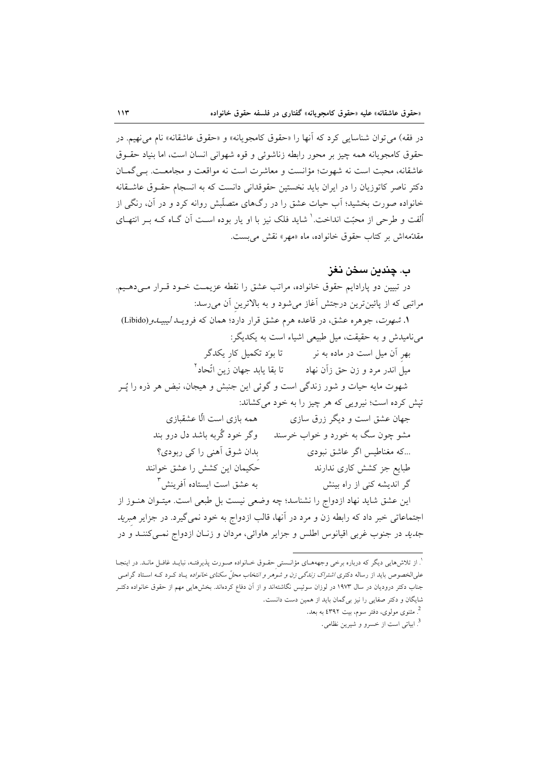در فقه) می‌توان شناسایی کرد که آنها را «حقوق کامجویانه» و «حقوق عاشقانه» نام می‌نهیم. در حقوق کامجویانه همه چیز بر محور رابطه زناشوئی و قوه شهوانی انسان است، اما بنیاد حقـوق عاشقانه، محبت است نه شهوت؛ مؤانست و معاشرت است نه مواقعت و مجامعـت. بـی‌گمـان دکتر ناصر کاتوزیان را در ایران باید نخستین حقوقدانی دانست که به انسجام حقـوق عاشـقانه خانواده صورت بخشید؛ آب حیات عشق را در رگ‌های متصلّبش روانه کرد و در آن، رنگی از اُلفت و طرحی از محبّت انداخت.[1] شاید فلک نیز با او یار بوده اسـت آن گـاه کـه بـر انتهـای مقدّمه‌اش بر کتاب حقوق خانواده، ماه «مهر» نقش می‌بست.

## ب. چندین سخن نغز

در تبیین دو پارادایم حقوق خانواده، مراتب عشق را نقطه عزیمـت خـود قـرار مـی‌دهـیم. مراتبی که از پائین‌ترین درجتش آغاز می‌شود و به بالاترین آن می‌رسد:

۱. *شهوت*، جوهره عشق، در قاعده هرم عشق قرار دارد؛ همان که فرویـد *لیبیـدو*(Libido) می‌نامیدش و به حقیقت، میل طبیعی اشیاء است به یکدیگر:

بهرِ آن میل است در ماده به نر &nbsp;&nbsp;&nbsp;&nbsp; تا بوَد تکمیل کارِ یکدگر
میلْ اندر مرد و زن حق زآن نهاد &nbsp;&nbsp;&nbsp;&nbsp; تا بقا یابد جهان زین اتّحاد[2]

شهوت مایه حیات و شور زندگی است و گوئی این جنبش و هیجان، نبض هر ذره را پُـر تپش کرده است؛ نیرویی که هر چیز را به خود می‌کشاند:

جهان عشق است و دیگر زرق سازی &nbsp;&nbsp;&nbsp;&nbsp; همه بازی است الّا عشقبازی
مشو چون سگ به خورد و خواب خرسند &nbsp;&nbsp;&nbsp;&nbsp; وگر خود گُربه باشد دل درو بند
...که مغناطیس اگر عاشق نبودی &nbsp;&nbsp;&nbsp;&nbsp; بدان شوق آهنی را کی ربودی؟
طبایع جز کشش کاری ندارند &nbsp;&nbsp;&nbsp;&nbsp; حکیمان این کشش را عشق خوانند
گر اندیشه کنی از راه بینش &nbsp;&nbsp;&nbsp;&nbsp; به عشق است ایستاده آفرینش[3]

این عشق شاید نهاد ازدواج را نشناسد؛ چه وضعی نیست بل طبعی است. میتـوان هنـوز از اجتماعاتی خبر داد که رابطه زن و مرد در آنها، قالب ازدواج به خود نمی‌گیرد. در جزایر *هبرید جدید* در جنوب غربی اقیانوس اطلس و جزایر هاوائی، مردان و زنـان ازدواج نمـی‌کننـد و در

---

[1]. از تلاش‌هایی دیگر که درباره برخی وجهه‌هـای مؤانـستی حقـوق خـانواده صـورت پذیرفتـه، نبایـد غافـل مانـد. در اینجـا علی‌الخصوص باید از رساله دکتری *اشتراک زندگی زن و شوهر و انتخاب محلّ سکنای خانواده* یـاد کـرد کـه اسـتاد گرامـی جناب دکتر درودیان در سال ۱۹۷۳ در لوزان سوئیس نگاشته‌اند و از آن دفاع کرده‌اند. بخش‌هایی مهم از حقوق خانواده دکتـر شایگان و دکتر صفایی را نیز بی‌گمان باید از همین دست دانست.

[2]. مثنوی مولوی، دفتر سوم، بیت ۴۳۹۲ به بعد.

[3]. ابیاتی است از خسرو و شیرین نظامی.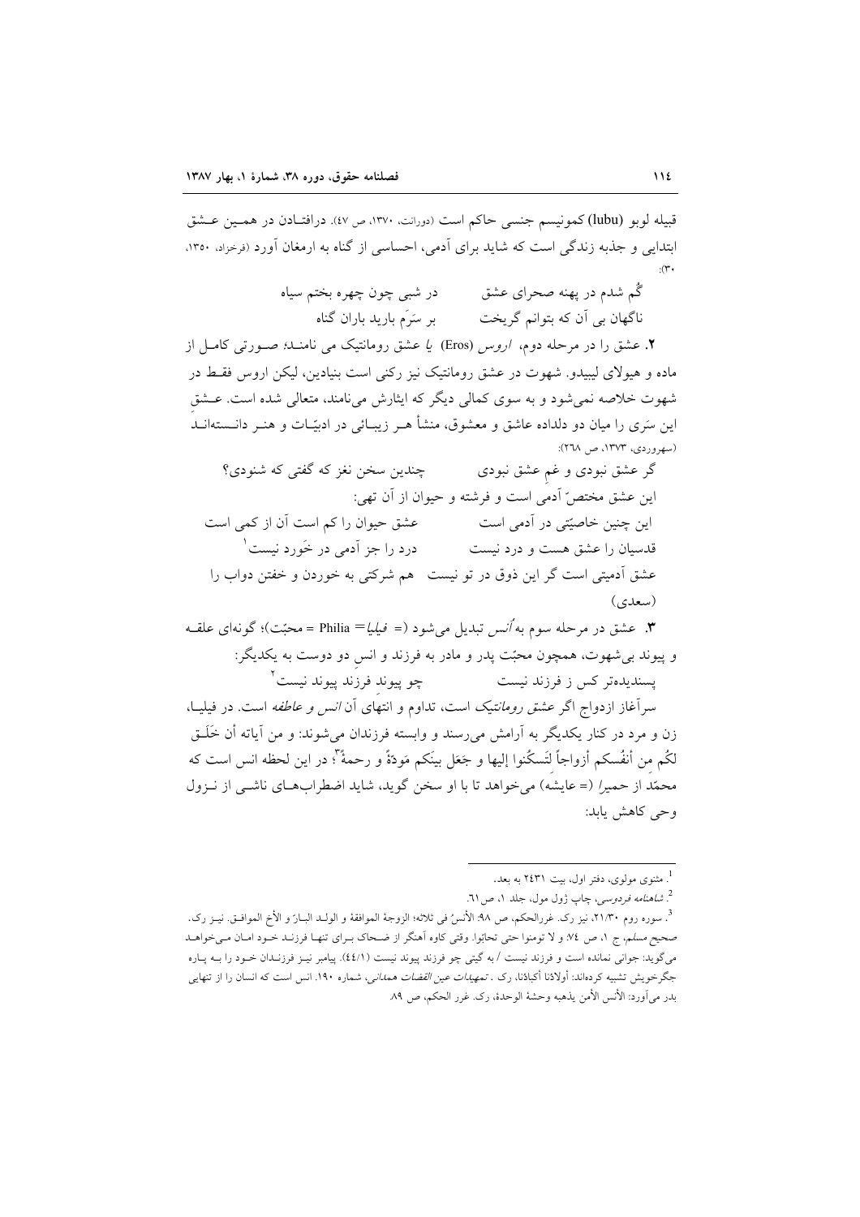قبیله لوبو (lubu) کمونیسم جنسی حاکم است (دورانت، ۱۳۷۰، ص ٤٧). درافتادن در همین عشق ابتدایی و جذبه زندگی است که شاید برای آدمی، احساسی از گناه به ارمغان آورد (فرخزاد، ۱۳۵۰، ۳۰):

گُم شدم در پهنه صحرای عشق　　　در شبی چون چهره بختم سیاه

ناگهان بی آن که بتوانم گریخت　　　بر سرَم بارید باران گناه

**۲.** عشق را در مرحله دوم، *اروس* (Eros) *یا* عشق رومانتیک می نامند؛ صورتی کامل از ماده و هیولای لیبیدو. شهوت در عشق رومانتیک نیز رکنی است بنیادین، لیکن اروس فقط در شهوت خلاصه نمی‌شود و به سوی کمالی دیگر که ایثارش می‌نامند، متعالی شده است. عشق این سَری را میان دو دلداده عاشق و معشوق، منشأ هر زیبائی در ادبیّات و هنر دانسته‌اند (سهروردی، ۱۳۷۳، ص ٢٦٨):

گر عشق نبودی و غمِ عشق نبودی　　　چندین سخن نغز که گفتی که شنودی؟

این عشق مختصّ آدمی است و فرشته و حیوان از آن تهی:

این چنین خاصیّتی در آدمی است　　　عشق حیوان را کم است آن از کمی است

قدسیان را عشق هست و درد نیست　　　درد را جز آدمی در خَورد نیست[1]

عشق آدمیتی است گر این ذوق در تو نیست　هم شرکتی به خوردن و خفتن دواب را

(سعدی)

**۳.** عشق در مرحله سوم به *اُنس* تبدیل می‌شود (= *فیلیا* = Philia = محبّت)؛ گونه‌ای علقه و پیوند بی‌شهوت، همچون محبّت پدر و مادر به فرزند و انسِ دو دوست به یکدیگر:

پسندیده‌تر کس ز فرزند نیست　　　چو پیوند فرزند پیوند نیست[2]

سرآغاز ازدواج اگر *عشق رومانتیک* است، تداوم و انتهای آن *انس و عاطفه* است. در فیلیا، زن و مرد در کنار یکدیگر به آرامش می‌رسند و وابسته فرزندان می‌شوند: و من آیاته أن خَلَق لکُم مِن أنفُسکم أزواجاً لتَسکُنوا إلیها و جَعَل بینَکم مَودّةً و رحمةً[3]؛ در این لحظه انس است که محمّد از *حمیرا* (= عایشه) می‌خواهد تا با او سخن گوید، شاید اضطراب‌های ناشی از نزول وحی کاهش یابد:

---

[1]. مثنوی مولوی، دفتر اول، بیت ٢٤٣١ به بعد.

[2]. *شاهنامه فردوسی*، چاپ ژول مول، جلد ۱، ص٦۱.

[3]. سوره روم ٢١/٣٠، نیز رک. غررالحکم، ص ٩٨: الأنسُ فی ثلاثه؛ الزوجة الموافقة و الولد البارّ و الأخ الموافق. نیز رک. صحیح مسلم، ج ۱، ص ٧٤: و لا تومنوا حتی تحابّوا. وقتی کاوه آهنگر از ضحاک برای تنها فرزند خود امان می‌خواهد می‌گوید: جوانی نمانده است و فرزند نیست / به گیتی چو فرزند پیوند نیست (٤٤/۱). پیامبر نیز فرزندان خود را به پاره جگرخویش تشبیه کرده‌اند: أولادُنا أکبادُنا، رک. *تمهیدات عین القضات همدانی*، شماره ۱۹۰. انس است که انسان را از تنهایی بدر می‌آورد: الأنس الأمن یذهبه وحشة الوحدة، رک. غرر الحکم، ص ٨٩.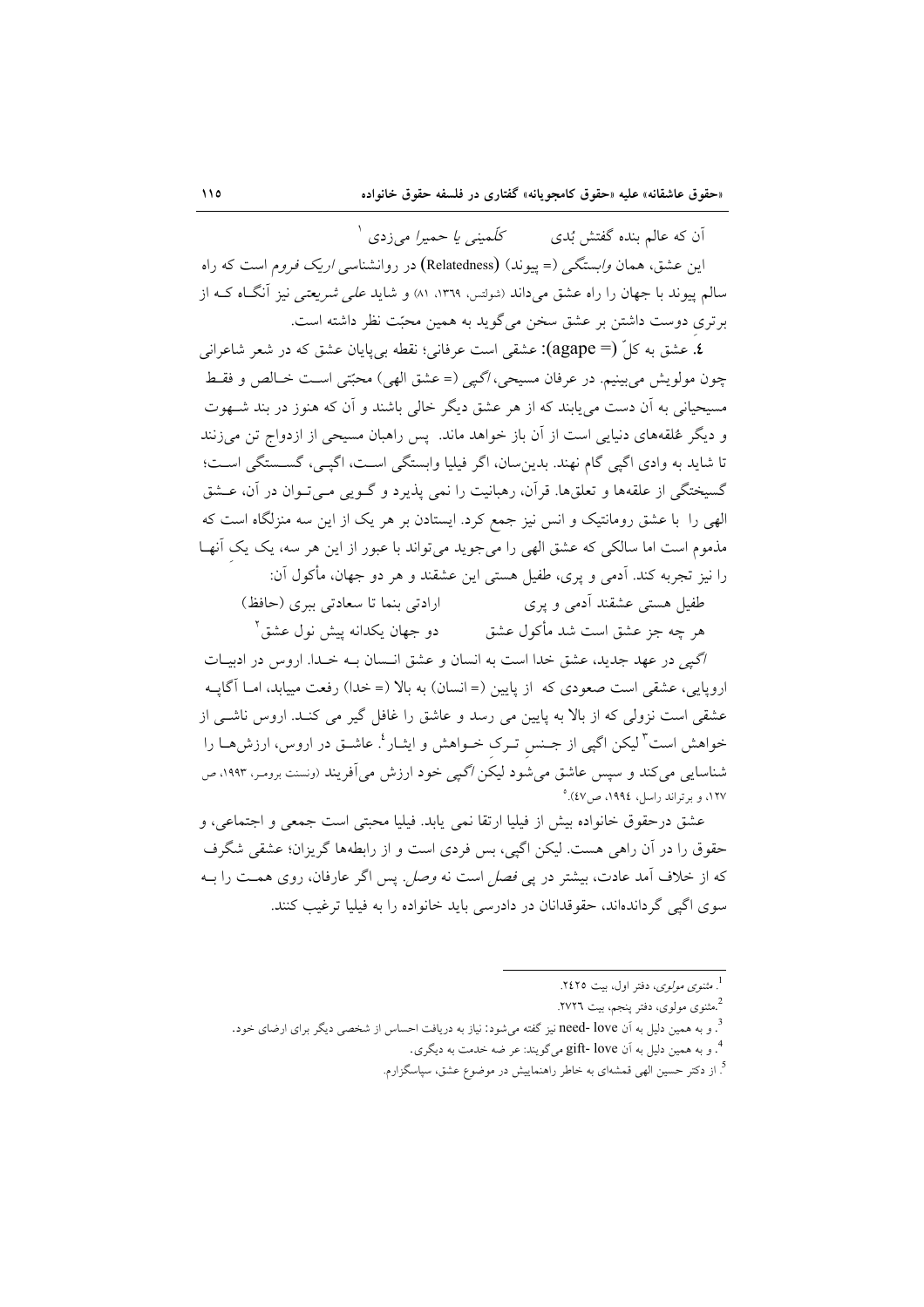آن که عالم بنده گفتش *بُدی*　　　*کَلِّمینی یا حمیرا* می‌زدی [1]

این عشق، همان *وابستگی* (= پیوند) (Relatedness) در روانشناسی *اریک فروم* است که راه سالم پیوند با جهان را راه عشق می‌داند (شولتس، ۱۳۶۹، ۸۱) و شاید *علی شریعتی* نیز آنگاه که از برتری دوست داشتن بر عشق سخن می‌گوید به همین محبّت نظر داشته است.

**٤. عشق به کلّ (= agape)**: عشقی است عرفانی؛ نقطه بی‌پایان عشق که در شعر شاعرانی چون مولویش می‌بینیم. در عرفان مسیحی، *اگپی* (= عشق الهی) محبّتی است خالص و فقط مسیحیانی به آن دست می‌یابند که از هر عشق دیگر خالی باشند و آن که هنوز در بند شهوت و دیگر عُلقه‌های دنیایی است از آن باز خواهد ماند. پس راهبان مسیحی از ازدواج تن می‌زنند تا شاید به وادی اگپی گام نهند. بدین‌سان، اگر فیلیا وابستگی است، اگپی، گسستگی است؛ گسیختگی از علقه‌ها و تعلق‌ها. قرآن، رهبانیت را نمی پذیرد و گویی می‌توان در آن، عشق الهی را با عشق رومانتیک و انس نیز جمع کرد. ایستادن بر هر یک از این سه منزلگاه است که مذموم است اما سالکی که عشق الهی را می‌جوید می‌تواند با عبور از این هر سه، یک یک آنها را نیز تجربه کند. آدمی و پری، طفیل هستی این عشقند و هر دو جهان، مأکول آن:

طفیل هستی عشقند آدمی و پری　　　ارادتی بنما تا سعادتی ببری (حافظ)

هر چه جز عشق است شد مأکول عشق　　　دو جهان یکدانه پیش نول عشق [2]

*اگپی* در عهد جدید، عشق خدا است به انسان و عشق انسان به خدا. اروس در ادبیات اروپایی، عشقی است صعودی که از پایین (= انسان) به بالا (= خدا) رفعت مییابد، اما آگاپه عشقی است نزولی که از بالا به پایین می رسد و عاشق را غافل گیر می کند. اروس ناشی از خواهش است [3] لیکن اگپی از جنس ترک خواهش و ایثار [4]. عاشق در اروس، ارزش‌ها را شناسایی می‌کند و سپس عاشق می‌شود لیکن *اگپی* خود ارزش می‌آفریند (ونسنت برومر، ۱۹۹۳، ص ۱۲۷، و برتراند راسل، ۱۹۹٤، ص٤٧). [5]

عشق درحقوق خانواده بیش از فیلیا ارتقا نمی یابد. فیلیا محبتی است جمعی و اجتماعی، و حقوق را در آن راهی هست. لیکن اگپی، بس فردی است و از رابطه‌ها گریزان؛ عشقی شگرف که از خلاف آمد عادت، بیشتر در پی *فصل* است نه *وصل*. پس اگر عارفان، روی همت را به سوی اگپی گردانده‌اند، حقوقدانان در دادرسی باید خانواده را به فیلیا ترغیب کنند.

---

[1]. *مثنوی مولوی*، دفتر اول، بیت ۲٤۲۵.

[2]. مثنوی مولوی، دفتر پنجم، بیت ۲۷۲٦.

[3]. و به همین دلیل به آن need- love نیز گفته می‌شود: نیاز به دریافت احساس از شخصی دیگر برای ارضای خود.

[4]. و به همین دلیل به آن gift- love می‌گویند: عر ضه خدمت به دیگری.

[5]. از دکتر حسین الهی قمشه‌ای به خاطر راهنماییش در موضوع عشق، سپاسگزارم.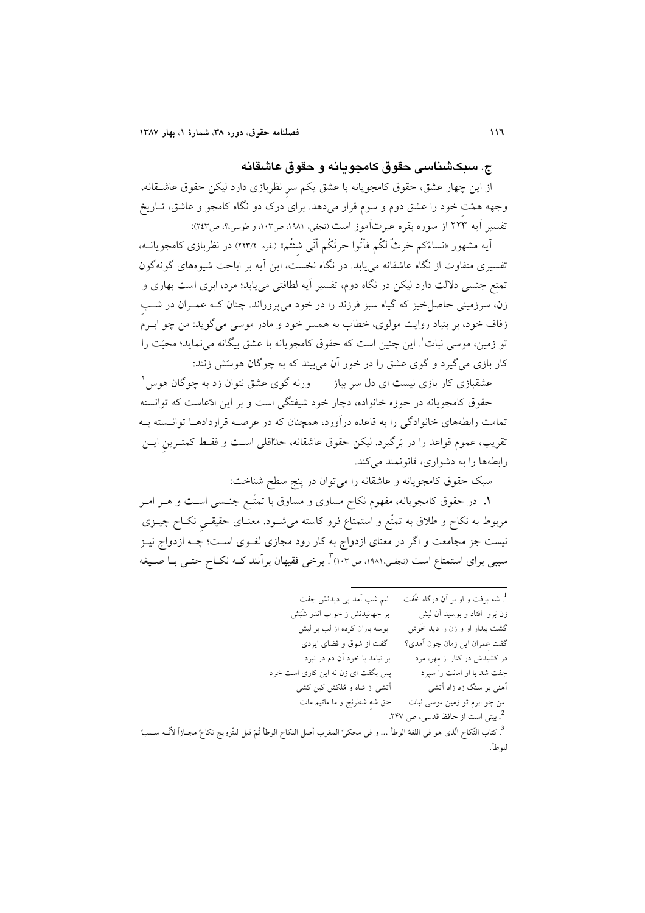## ج. سبک‌شناسی حقوق کامجویانه و حقوق عاشقانه

از این چهار عشق، حقوق کامجویانه با عشق یکم سرِ نظربازی دارد لیکن حقوق عاشـقانه، وجهه همّت خود را عشق دوم و سوم قرار می‌دهد. برای درک دو نگاه کامجو و عاشق، تـاریخ تفسیر آیه ۲۲۳ از سوره بقره عبرت‌آموز است (نجفی، ۱۹۸۱، ص۱۰۳، و طوسی،؟، ص۲۴۳):

آیه مشهور «نساءُکم حَرثٌ لکُم فأتُوا حرثَکُم أنّی شِئتُم» (بقره ۲۲۳/۲) در نظربازی کامجویانـه، تفسیری متفاوت از نگاه عاشقانه می‌یابد. در نگاه نخست، این آیه بر اباحت شیوه‌های گونه‌گون تمتع جنسی دلالت دارد لیکن در نگاه دوم، تفسیر آیه لطافتی می‌یابد؛ مرد، ابری است بهاری و زن، سرزمینی حاصل‌خیز که گیاه سبز فرزند را در خود می‌پروراند. چنان کـه عمـران در شـبِ زفاف خود، بر بنیاد روایت مولوی، خطاب به همسر خود و مادر موسی می‌گوید: من چو ابـرم تو زمین، موسی نبات[1]. این چنین است که حقوق کامجویانه با عشق بیگانه می‌نماید؛ محبّت را کار بازی می‌گیرد و گوی عشق را در خور آن می‌بیند که به چوگان هوسَش زنند:

عشقبازی کار بازی نیست ای دل سر بباز ورنه گوی عشق نتوان زد به چوگان هوس[2]

حقوق کامجویانه در حوزه خانواده، دچار خود شیفتگی است و بر این ادّعاست که توانسته تمامت رابطه‌های خانوادگی را به قاعده درآورد، همچنان که در عرصـه قراردادهـا توانـسته بـه تقریب، عموم قواعد را در بَرگیرد. لیکن حقوق عاشقانه، حدّاقلی اسـت و فقـط کمتـرینِ ایـن رابطه‌ها را به دشواری، قانونمند می‌کند.

سبک حقوق کامجویانه و عاشقانه را می‌توان در پنج سطح شناخت:

۱. در حقوق کامجویانه، مفهوم نکاح مساوی و مساوق با تمتّـع جنـسی اسـت و هـر امـر مربوط به نکاح و طلاق به تمتّع و استمتاع فرو کاسته می‌شـود. معنـای حقیقـیِ نکـاح چیـزی نیست جز مجامعت و اگر در معنای ازدواج به کار رود مجازی لغـوی اسـت؛ چـه ازدواج نیـز سببی برای استمتاع است (نجفی،۱۹۸۱، ص ۱۰۳)[3]. برخی فقیهان برآنند کـه نکـاح حتـی بـا صـیغه

---

[1]. شه برفت و او بر آن درگاه خُفت — نیم شب آمد پی دیدنش جفت
زن بَرو افتاد و بوسید آن لبش — بر جهانیدنش ز خواب اندر شَبَش
گشت بیدار او و زن را دید خَوش — بوسه باران کرده از لب بر لبش
گفت عِمران این زمان چون آمدی؟ — گفت از شوق و قضای ایزدی
در کشیدش در کنار از مهر، مرد — بر نیامد با خود آن دم در نبرد
جفت شد با او امانت را سپرد — پس بگفت ای زن نه این کاری است خرد
آهنی بر سنگ زد زاد آتشی — آتشی از شاه و مُلکش کین کشی
من چو ابرم تو زمین موسی نبات — حق شهِ شطرنج و ما ماتیم مات

[2]. بیتی است از حافظ قدسی، ص ۲۴۷.

[3]. کتاب النّکاح الّذی هو فی اللغة الوطأ ... و فی محکیّ المغرب أصل النکاح الوطأ ثُمّ قیل للتّزویج نکاحٌ مجـازاً لأنّـه سـببٌ للوطأ.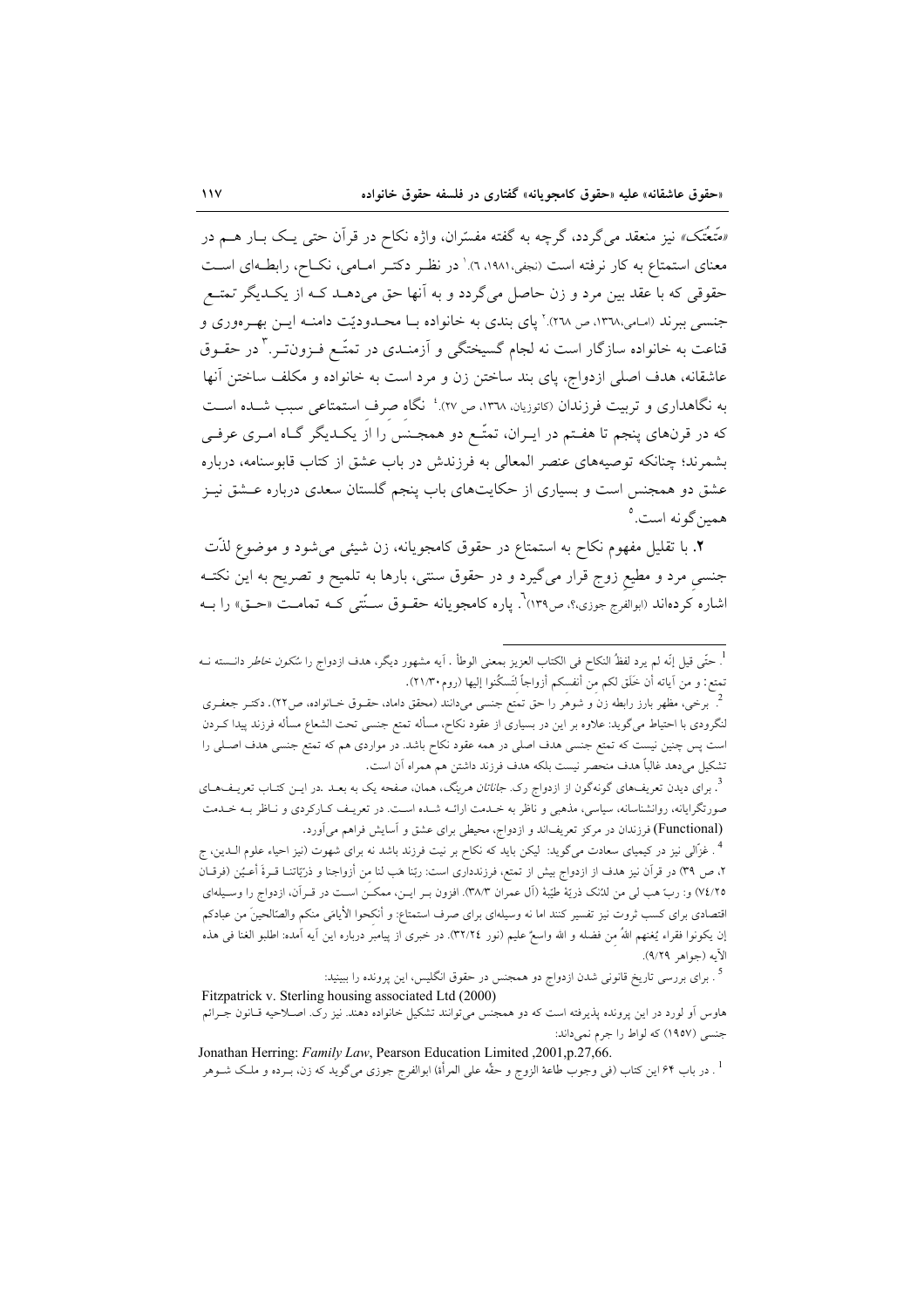«متعتک» نیز منعقد می‌گردد، گرچه به گفته مفسّران، واژه نکاح در قرآن حتی یـک بـار هـم در معنای استمتاع به کار نرفته است (نجفی،۱۹۸۱، ٦).[1] در نظـر دکتـر امـامی، نکـاح، رابطـه‌ای اسـت حقوقی که با عقد بین مرد و زن حاصل می‌گردد و به آنها حق می‌دهـد کـه از یکـدیگر تمتـع جنسی ببرند (امامی،۱۳٦۸، ص ۲٦۸).[2] پای بندی به خانواده بـا محـدودیّت دامنـه ایـن بهـره‌وری و قناعت به خانواده سازگار است نه لجام گسیختگی و آزمنـدی در تمتّـع فـزون‌تـر.[3] در حقـوق عاشقانه، هدف اصلی ازدواج، پای بند ساختن زن و مرد است به خانواده و مکلف ساختن آنها به نگاهداری و تربیت فرزندان (کاتوزیان، ۱۳٦۸، ص ۲۷).[4] نگاه صرف استمتاعی سبب شـده اسـت که در قرن‌های پنجم تا هفتـم در ایـران، تمتّـع دو همجـنس را از یکـدیگر گـاه امـری عرفـی بشمرند؛ چنانکه توصیه‌های عنصر المعالی به فرزندش در باب عشق از کتاب قابوسنامه، درباره عشق دو همجنس است و بسیاری از حکایت‌های باب پنجم گلستان سعدی درباره عـشق نیـز همین‌گونه است.[5]

**۲.** با تقلیل مفهوم نکاح به استمتاع در حقوق کامجویانه، زن شیئی می‌شود و موضوع لذّت جنسیِ مرد و مطیع زوج قرار می‌گیرد و در حقوق سنتی، بارها به تلمیح و تصریح به این نکتـه اشاره کرده‌اند (ابوالفرج جوزی،؟، ص۱۳۹)[6]. پاره کامجویانه حقـوق سـنّتی کـه تمامـت «حـق» را بـه

---

[1]. حتّی قیل إنّه لم یرد لفظُ النکاح فی الکتاب العزیز بمعنی الوطأ . آیه مشهور دیگر، هدف ازدواج را *سُکون خاطر* دانسته نـه تمتع: و من آیاته أن خَلَق لکم من أنفسکم أزواجاً لِتَسکُنوا إلیها (روم۲۱/۳۰).

[2]. برخی، مظهر بارز رابطه زن و شوهر را حق تمتع جنسی می‌دانند (محقق داماد، حقـوق خـانواده، ص۲۲). دکتـر جعفـری لنگرودی با احتیاط می‌گوید: علاوه بر این در بسیاری از عقود نکاح، مسأله تمتع جنسی تحت الشعاع مسأله فرزند پیدا کـردن است پس چنین نیست که تمتع جنسی هدف اصلی در همه عقود نکاح باشد. در مواردی هم که تمتع جنسی هدف اصـلی را تشکیل می‌دهد غالباً هدف منحصر نیست بلکه هدف فرزند داشتن هم همراه آن است.

[3]. برای دیدن تعریف‌های گونه‌گون از ازدواج رک. *جاناتان هرینگ*، همان، صفحه یک به بعـد .در ایـن کتـاب تعریـف‌هـای صورتگرایانه، روانشناسانه، سیاسی، مذهبی و ناظر به خـدمت ارائـه شـده اسـت. در تعریـف کـارکردی و نـاظر بـه خـدمت (Functional) فرزندان در مرکز تعریف‌اند و ازدواج، محیطی برای عشق و آسایش فراهم می‌آورد.

[4]. غزّالی نیز در کیمیای سعادت می‌گوید: لیکن باید که نکاح بر نیت فرزند باشد نه برای شهوت (نیز احیاء علوم الـدین، ج ۲، ص ۳۹) در قرآن نیز هدف از ازدواج بیش از تمتع، فرزندداری است: ربّنا هَب لنا من أزواجنا و ذرّیّاتنـا قـرةَ أعیُن (فرقـان ۷٤/۲۵) و: ربّ هب لی من لدُنک ذریّهً طیّبهً (آل عمران ۳۸/۳). افزون بـر ایـن، ممکـن اسـت در قـرآن، ازدواج را وسـیله‌ای اقتصادی برای کسب ثروت نیز تفسیر کنند اما نه وسیله‌ای برای صرف استمتاع: و أنکحوا الأیامَی منکم والصّالحینَ من عبادکم إن یکونوا فقراء یُغنهم اللهُ من فضله و الله واسعٌ علیم (نور ۳۲/۲٤). در خبری از پیامبر درباره این آیه آمده: اطلبو الغنا فی هذه الآیه (جواهر ۹/۲۹).

[5]. برای بررسی تاریخ قانونی شدن ازدواج دو همجنس در حقوق انگلیس، این پرونده را ببینید:
Fitzpatrick v. Sterling housing associated Ltd (2000)
هاوس آو لورد در این پرونده پذیرفته است که دو همجنس می‌توانند تشکیل خانواده دهند. نیز رک. اصـلاحیه قـانون جـرائم جنسی (۱۹۵۷) که لواط را جرم نمی‌داند:
Jonathan Herring: *Family Law*, Pearson Education Limited ,2001,p.27,66.

[6]. در باب ٦٤ این کتاب (فی وجوب طاعهٔ الزوج و حقّه علی المرأه) ابوالفرج جوزی می‌گوید که زن، بـرده و ملـک شـوهر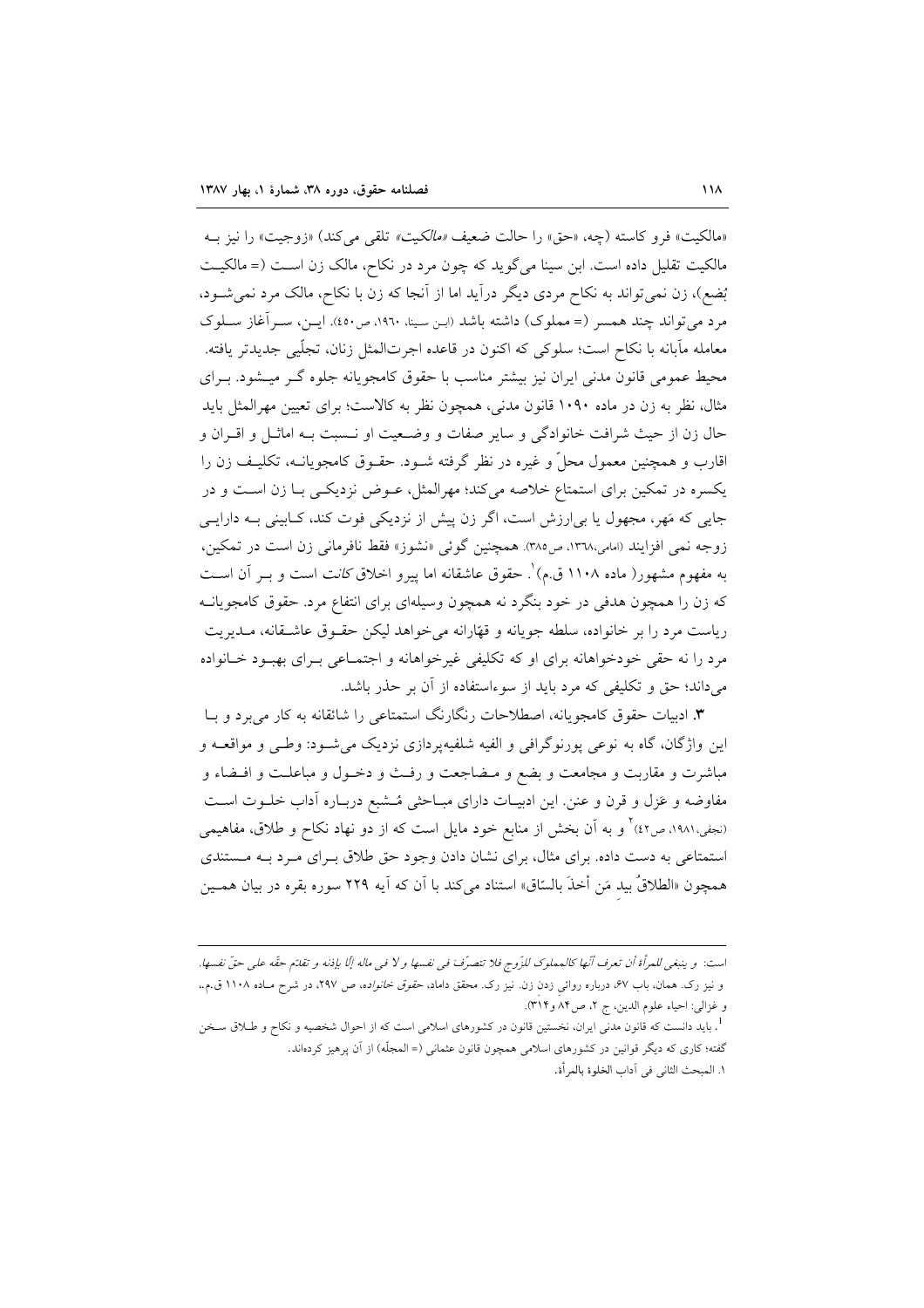«مالکیت» فرو کاسته (چه، «حق») را حالت ضعیف *«مالکیت»* تلقی می‌کند) «زوجیت» را نیز بـه مالکیت تقلیل داده است. ابن سینا می‌گوید که چون مرد در نکاح، مالک زن اسـت (= مالکیـت بُضع)، زن نمی‌تواند به نکاح مردی دیگر درآید اما از آنجا که زن با نکاح، مالک مرد نمی‌شـود، مرد می‌تواند چند همسر (= مملوک) داشته باشد (ابـن سـینا، ۱۹٦۰، ص٤٥۰). ایـن، سـرآغاز سـلوک معامله مآبانه با نکاح است؛ سلوکی که اکنون در قاعده اجرت‌المثل زنان، تجلّی جدیدتر یافته. محیط عمومی قانون مدنی ایران نیز بیشتر مناسب با حقوق کامجویانه جلوه گـر میـشود. بـرای مثال، نظر به زن در ماده ۱۰۹۰ قانون مدنی، همچون نظر به کالاست؛ برای تعیین مهرالمثل باید حال زن از حیث شرافت خانوادگی و سایر صفات و وضـعیت او نـسبت بـه امثـل و اقـران و اقارب و همچنین معمول محلّ و غیره در نظر گرفته شـود. حقـوق کامجویانـه، تکلیـف زن را یکسره در تمکین برای استمتاع خلاصه می‌کند؛ مهرالمثل، عـوض نزدیکـی بـا زن اسـت و در جایی که مَهر، مجهول یا بی‌ارزش است، اگر زن پیش از نزدیکی فوت کند، کـابینی بـه دارایـی زوجه نمی افزایند (امامی،۱۳٦۸، ص۳۸۵). همچنین گوئی «نشوز» فقط نافرمانی زن است در تمکین، به مفهوم مشهور( ماده ۱۱۰۸ ق.م)[1]. حقوق عاشقانه اما پیرو اخلاق *کانت* است و بـر آن اسـت که زن را همچون هدفی در خود بنگرد نه همچون وسیله‌ای برای انتفاع مرد. حقوق کامجویانـه ریاست مرد را بر خانواده، سلطه جویانه و قهّارانه می‌خواهد لیکن حقـوق عاشـقانه، مـدیریت مرد را نه حقی خودخواهانه برای او که تکلیفی غیرخواهانه و اجتمـاعی بـرای بهبـود خـانواده می‌داند؛ حق و تکلیفی که مرد باید از سوءاستفاده از آن بر حذر باشد.

**۳.** ادبیات حقوق کامجویانه، اصطلاحات رنگارنگ استمتاعی را شائقانه به کار می‌برد و بـا این واژگان، گاه به نوعی پورنوگرافی و الفیه شلفیه‌پردازی نزدیک می‌شـود: وطـی و مواقعـه و مباشرت و مقاربت و مجامعت و بضع و مـضاجعت و رفـث و دخـول و مباعلـت و افـضاء و مفاوضه و عَزل و قرن و عنن. این ادبیـات دارای مبـاحثی مُـشبع دربـاره آداب خلـوت اسـت (نجفی،۱۹۸۱، ص٤٢)[2] و به آن بخش از منابع خود مایل است که از دو نهاد نکاح و طلاق، مفاهیمی استمتاعی به دست داده. برای مثال، برای نشان دادن وجود حق طلاق بـرای مـرد بـه مـستندی همچون «الطلاقُ بیدِ مَن أخذَ بالسّاق» استناد می‌کند با آن که آیه ۲۲۹ سوره بقره در بیان همـین

---

است: *و ینبغی للمرأة أن تعرف أنّها کالمملوک للزّوج فلا تتصرّف فی نفسها و لا فی ماله إلّا بإذنه و تقدّم حقّه علی حقّ نفسها.*
و نیز رک. همان، باب ٦۷، درباره روائی زدن زن. نیز رک. محقق داماد، *حقوق خانواده*، ص ۲۹۷، در شرح مـاده ۱۱۰۸ ق.م.، و غزالی: احیاء علوم الدین، ج ۲، ص۸٤ و۳۱٤).

[1]. باید دانست که قانون مدنی ایران، نخستین قانون در کشورهای اسلامی است که از احوال شخصیه و نکاح و طـلاق سـخن گفته؛ کاری که دیگر قوانین در کشورهای اسلامی همچون قانون عثمانی (= المجلّه) از آن پرهیز کرده‌اند.

[2]. المبحث الثانی فی آداب الخلوة بالمرأة.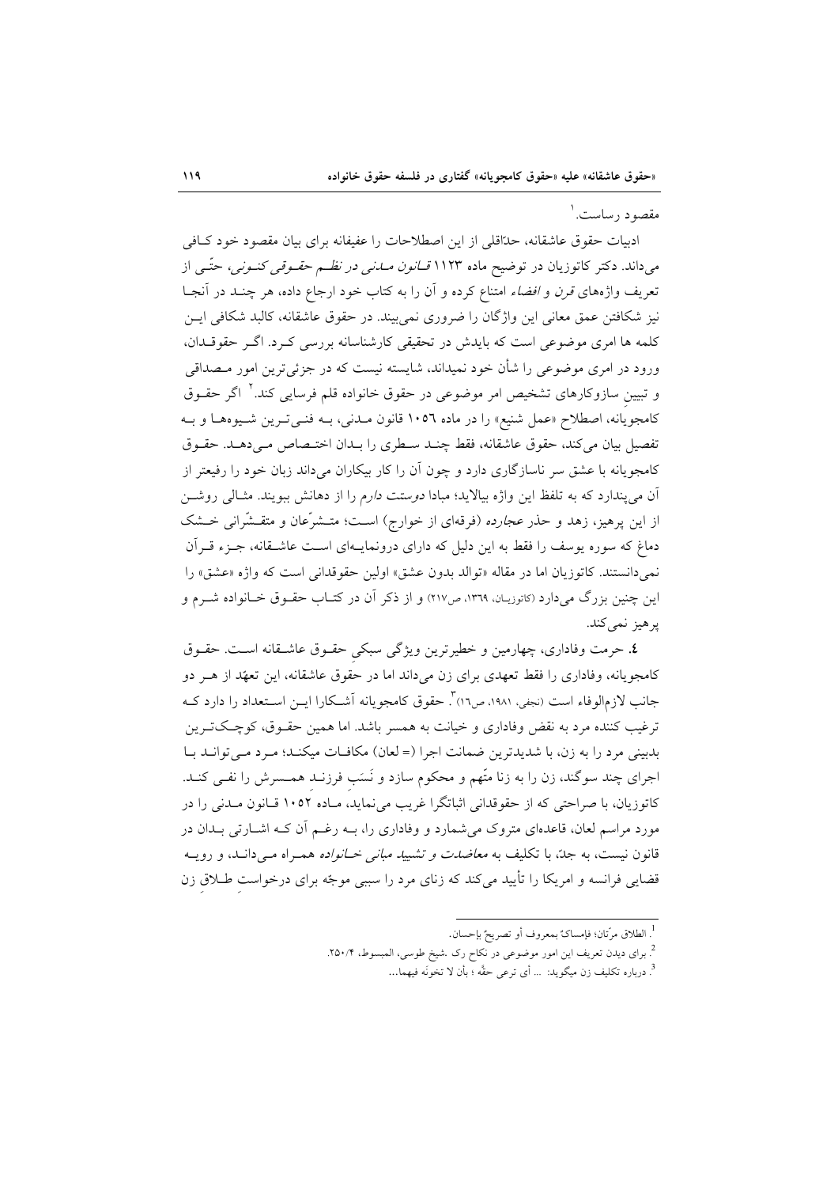مقصود رساست.[1]

ادبیات حقوق عاشقانه، حداقلی از این اصطلاحات را عفیفانه برای بیان مقصود خود کـافی می‌داند. دکتر کاتوزیان در توضیح ماده ۱۱۲۳ *قـانون مـدنی در نظـم حقـوقی کنـونی*، حتّـی از تعریف واژه‌های *قرن* و *افضاء* امتناع کرده و آن را به کتاب خود ارجاع داده، هر چنـد در آنجـا نیز شکافتن عمق معانی این واژگان را ضروری نمی‌بیند. در حقوق عاشقانه، کالبد شکافی ایـن کلمه ها امری موضوعی است که بایدش در تحقیقی کارشناسانه بررسی کـرد. اگـر حقوقـدان، ورود در امری موضوعی را شأن خود نمیداند، شایسته نیست که در جزئی‌ترین امور مـصداقی و تبیینِ سازوکارهای تشخیص امر موضوعی در حقوق خانواده قلم فرسایی کند.[2] اگر حقـوق کامجویانه، اصطلاح «عمل شنیع» را در ماده ۱۰۵۶ قانون مـدنی، بـه فنـی‌تـرین شـیوه‌هـا و بـه تفصیل بیان می‌کند، حقوق عاشقانه، فقط چنـد سـطری را بـدان اختـصاص مـی‌دهـد. حقـوق کامجویانه با عشق سر ناسازگاری دارد و چون آن را کار بیکاران می‌داند زبان خود را رفیعتر از آن می‌پندارد که به تلفظ این واژه بیالاید؛ مبادا *دوستت دارم* را از دهانش ببویند. مثـالی روشـن از این پرهیز، زهد و حذر *عجارده* (فرقه‌ای از خوارج) اسـت؛ متـشرّعان و متقـشّرانی خـشک دماغ که سوره یوسف را فقط به این دلیل که دارای درونمایـه‌ای اسـت عاشـقانه، جـزء قـرآن نمی‌دانستند. کاتوزیان اما در مقاله «توالد بدون عشق» اولین حقوقدانی است که واژه «عشق» را این چنین بزرگ می‌دارد (کاتوزیـان، ۱۳۶۹، ص۲۱۷) و از ذکر آن در کتـاب حقـوق خـانواده شـرم و پرهیز نمی‌کند.

**٤.** حرمت وفاداری، چهارمین و خطیرترین ویژگی سبکیِ حقـوق عاشـقانه اسـت. حقـوق کامجویانه، وفاداری را فقط تعهدی برای زن می‌داند اما در حقوق عاشقانه، این تعهّد از هـر دو جانب لازم‌الوفاء است (نجفی، ۱۹۸۱، ص۱۶).[3] حقوق کامجویانه آشـکارا ایـن اسـتعداد را دارد کـه ترغیب کننده مرد به نقض وفاداری و خیانت به همسر باشد. اما همین حقـوق، کوچـک‌تـرین بدبینی مرد را به زن، با شدیدترین ضمانت اجرا (= لعان) مکافـات میکنـد؛ مـرد مـی‌توانـد بـا اجرای چند سوگند، زن را به زنا متّهم و محکوم سازد و نَسَبِ فرزنـد همـسرش را نفـی کنـد. کاتوزیان، با صراحتی که از حقوقدانی اثباتگرا غریب می‌نماید، مـاده ۱۰۵۲ قـانون مـدنی را در مورد مراسم لعان، قاعده‌ای متروک می‌شمارد و وفاداری را، بـه رغـم آن کـه اشـارتی بـدان در قانون نیست، به جدّ، با تکلیف به *معاضدت و تشیید مبانی خـانواده* همـراه مـی‌دانـد، و رویـه قضایی فرانسه و امریکا را تأیید می‌کند که زنای مرد را سببی موجّه برای درخواستِ طـلاقِ زن

---

[1]. الطلاق مرّتان؛ فإمساكٌ بمعروف أو تصريحٌ بإحسان.

[2]. برای دیدن تعریف این امور موضوعی در نکاح رک .شیخ طوسی، المبسوط، ۲۵۰/۴.

[3]. درباره تکلیف زن میگوید: ... أی ترعی حقَّه ؛ بأن لا تخونَه فیهما...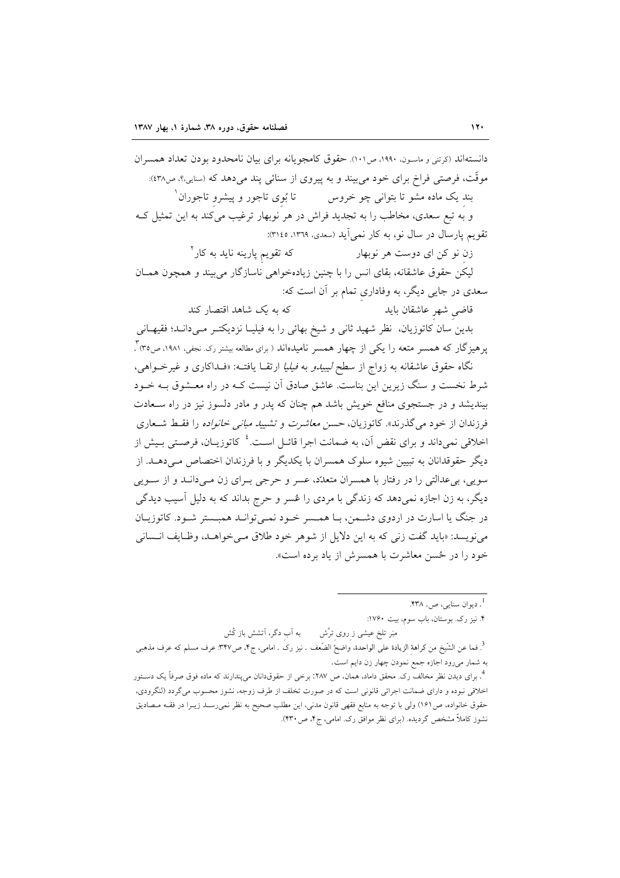دانسته‌اند (کرتنی و ماسون، ۱۹۹۰، ص۱۰۱). حقوق کامجویانه برای بیان نامحدود بودن تعداد همسران موقّت، فرصتی فراخ برای خود می‌بیند و به پیروی از سنائی پند می‌دهد که (سنایی،؟، ص۴۳۸):

بندِ یک ماده مشو تا بتوانی چو خروس &nbsp;&nbsp;&nbsp;&nbsp; تا بُوی تاجور و پیشروِ تاجوران[1]

و به تبع سعدی، مخاطب را به تجدید فراش در هر نوبهار ترغیب می‌کند به این تمثیل کـه تقویم پارسال در سال نو، به کار نمی‌آید (سعدی، ۱۳۶۹، ۳۱۴۵):

زنِ نو کن ای دوست هر نوبهار &nbsp;&nbsp;&nbsp;&nbsp; که تقویمِ پارینه ناید به کار[2]

لیکن حقوق عاشقانه، بقای انس را با چنین زیاده‌خواهی ناسازگار می‌بیند و همچون همـان سعدی در جایی دیگر، به وفاداریِ تمام بر آن است که:

قاضیِ شهرِ عاشقان باید &nbsp;&nbsp;&nbsp;&nbsp; که به یک شاهد اقتصار کند

بدین سان کاتوزیان، نظر شهید ثانی و شیخ بهائی را به فیلیا نزدیکتـر مـی‌دانـد؛ فقیهـانی پرهیزگار که همسر متعه را یکی از چهار همسر نامیده‌اند ( برای مطالعه بیشتر رک. نجفی، ۱۹۸۱، ص۳۵)[3].

نگاه حقوق عاشقانه به زواج از سطح *لیبیدو* به *فیلیا* ارتقـا یافتـه: «فـداکاری و غیرخـواهی، شرط نخست و سنگ زیرین این بناست. عاشق صادق آن نیست کـه در راه معـشوق بـه خـود بیندیشد و در جستجوی منافع خویش باشد هم چنان که پدر و مادر دلسوز نیز در راه سـعادت فرزندان از خود می‌گذرند». کاتوزیان، *حسن معاشرت* و *تشیید مبانی خانواده* را فقـط شـعاری اخلاقی نمی‌داند و برای نقض آن، به ضمانت اجرا قائـل اسـت.[4] کاتوزیـان، فرصـتی بـیش از دیگر حقوقدانان به تبیین شیوه سلوک همسران با یکدیگر و با فرزندان اختصاص مـی‌دهـد. از سویی، بی‌عدالتی را در رفتار با همسران متعدّد، عسر و حرجی بـرای زن مـی‌دانـد و از سـویی دیگر، به زن اجازه نمی‌دهد که زندگی با مردی را عُسر و حرج بداند که به دلیل آسیب دیدگی در جنگ یا اسارت در اردوی دشـمن، بـا همـسر خـود نمـی‌توانـد همبـستر شـود. کاتوزیـان می‌نویسد: «باید گفت زنی که به این دلایل از شوهر خود طلاق مـی‌خواهـد، وظـایف انـسانی خود را در حُسن معاشرت با همسرش از یاد برده است».

---

[1]. دیوان سنایی، ص. ۴۳۸.

[2]. نیز رک. بوستان، باب سوم، بیت ۱۷۶۰:

مبَر تلخ عیشی ز روی ترُش &nbsp;&nbsp;&nbsp;&nbsp; به آبِ دگر، آتشش باز کُش

[3]. فما عن الشّیخ من کراهة الزیادة علی الواحدة، واضحُ الضّعف . نیز رک . امامی، ج۴، ص۳۴۷: عرف مسلم که عرف مذهبی به شمار می‌رود اجازه جمع نمودن چهار زن دایم است.

[4]. برای دیدن نظر مخالف رک. محقق داماد، همان، ص ۲۸۷: برخی از حقوقدانان می‌پندارند که ماده فوق صرفاً یک دسـتور اخلاقی نبوده و دارای ضمانت اجرائی قانونی است که در صورت تخلف از طرف زوجه، نشوز محسوب می‌گردد (لنگرودی، حقوق خانواده، ص۱۶۱) ولی با توجه به منابع فقهی قانون مدنی، این مطلب صحیح به نظر نمی‌رسـد زیـرا در فقـه مـصادیق نشوز کاملاً مشخص گردیده. (برای نظر موافق رک. امامی، ج۴، ص۴۳۰).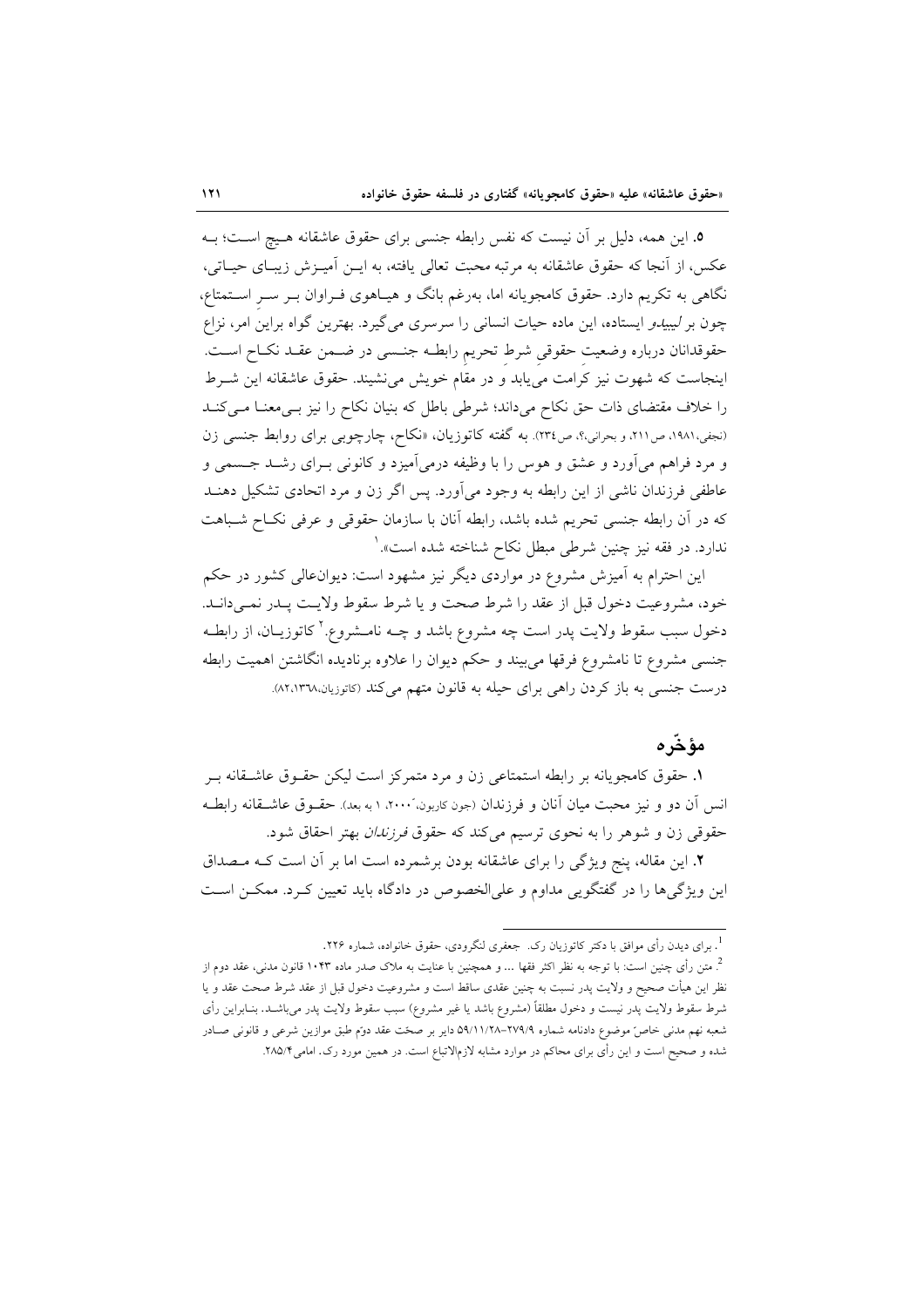**۵.** این همه، دلیل بر آن نیست که نفس رابطه جنسی برای حقوق عاشقانه هیچ است؛ بـه عکس، از آنجا که حقوق عاشقانه به مرتبه محبت تعالی یافته، به ایـن آمیـزش زیبـای حیـاتی، نگاهی به تکریم دارد. حقوق کامجویانه اما، به‌رغم بانگ و هیـاهوی فـراوان بـر سـرِ اسـتمتاع، چون بر *لیبیدو* ایستاده، این ماده حیات انسانی را سرسری می‌گیرد. بهترین گواه براین امر، نزاع حقوقدانان درباره وضعیت حقوقیِ شرط تحریم رابطـه جنـسی در ضـمن عقـد نکـاح اسـت. اینجاست که شهوت نیز کرامت می‌یابد و در مقام خویش می‌نشیند. حقوق عاشقانه این شـرط را خلاف مقتضای ذات حق نکاح می‌داند؛ شرطی باطل که بنیان نکاح را نیز بـی‌معنـا مـی‌کنـد (نجفی،۱۹۸۱، ص۲۱۱، و بحرانی،؟، ص۲۳٤). به گفته کاتوزیان، «نکاح، چارچوبی برای روابط جنسی زن و مرد فراهم می‌آورد و عشق و هوس را با وظیفه درمی‌آمیزد و کانونی بـرای رشـد جـسمی و عاطفی فرزندان ناشی از این رابطه به وجود می‌آورد. پس اگر زن و مرد اتحادی تشکیل دهنـد که در آن رابطه جنسی تحریم شده باشد، رابطه آنان با سازمان حقوقی و عرفی نکـاح شـباهت ندارد. در فقه نیز چنین شرطی مبطل نکاح شناخته شده است».[1]

این احترام به آمیزش مشروع در مواردی دیگر نیز مشهود است: دیوان‌عالی کشور در حکم خود، مشروعیت دخول قبل از عقد را شرط صحت و یا شرط سقوط ولایـت پـدر نمـی‌دانـد. دخول سبب سقوط ولایت پدر است چه مشروع باشد و چـه نامـشروع.[2] کاتوزیـان، از رابطـه جنسی مشروع تا نامشروع فرقها می‌بیند و حکم دیوان را علاوه برنادیده انگاشتن اهمیت رابطه درست جنسی به باز کردن راهی برای حیله به قانون متهم می‌کند (کاتوزیان،۱۳٦۸،۸۲).

## مؤخّره

**۱.** حقوق کامجویانه بر رابطه استمتاعی زن و مرد متمرکز است لیکن حقـوق عاشـقانه بـر انس آن دو و نیز محبت میان آنان و فرزندان (جون کاربون،۲۰۰۰، ۱ به بعد). حقـوق عاشـقانه رابطـه حقوقی زن و شوهر را به نحوی ترسیم می‌کند که حقوق *فرزندان* بهتر احقاق شود.

**۲.** این مقاله، پنج ویژگی را برای عاشقانه بودن برشمرده است اما بر آن است کـه مـصداق این ویژگی‌ها را در گفتگویی مداوم و علی‌الخصوص در دادگاه باید تعیین کـرد. ممکـن اسـت

---

[1]. برای دیدن رأی موافق با دکتر کاتوزیان رک. جعفری لنگرودی، حقوق خانواده، شماره ۲۲۶.

[2]. متن رأی چنین است: با توجه به نظر اکثر فقها ... و همچنین با عنایت به ملاک صدر ماده ۱۰۴۳ قانون مدنی، عقد دوم از نظر این هیأت صحیح و ولایت پدر نسبت به چنین عقدی ساقط است و مشروعیت دخول قبل از عقد شرط صحت عقد و یا شرط سقوط ولایت پدر نیست و دخول مطلقاً (مشروع باشد یا غیر مشروع) سبب سقوط ولایت پدر می‌باشـد. بنـابراین رأی شعبه نهم مدنی خاصّ موضوع دادنامه شماره ۲۷۹/۹–۵۹/۱۱/۲۸ دایر بر صحّت عقد دومّ طبق موازین شرعی و قانونی صـادر شده و صحیح است و این رأی برای محاکم در موارد مشابه لازم‌الاتباع است. در همین مورد رک. امامی۲۸۵/۴.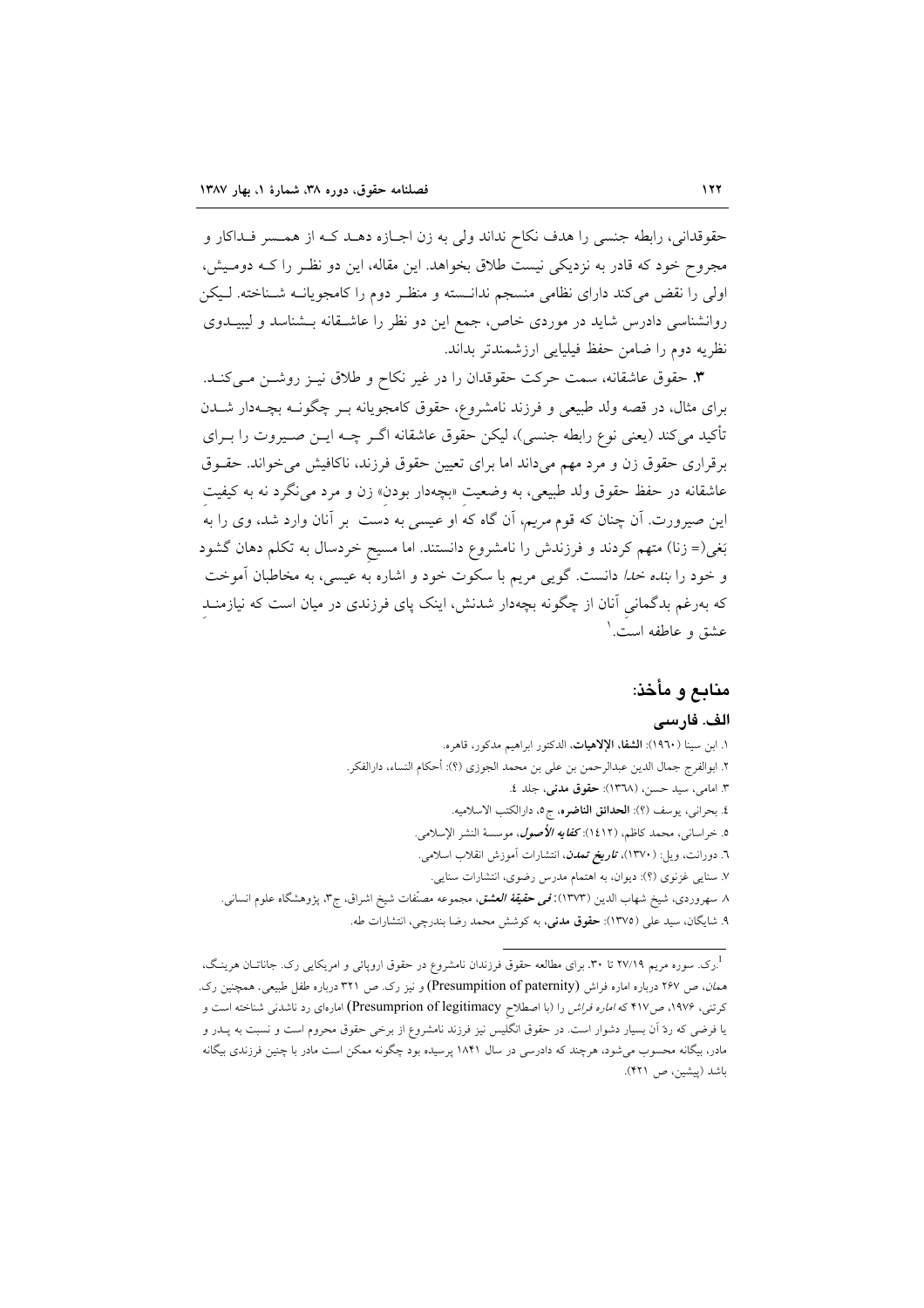حقوقدانی، رابطه جنسی را هدف نکاح نداند ولی به زن اجازه دهد که از همسر فداکار و مجروح خود که قادر به نزدیکی نیست طلاق بخواهد. این مقاله، این دو نظر را که دومیش، اولی را نقض می‌کند دارای نظامی منسجم ندانسته و منظر دوم را کامجویانه شناخته. لیکن روانشناسی دادرس شاید در موردی خاص، جمع این دو نظر را عاشقانه بشناسد و لیبیدوی نظریه دوم را ضامن حفظ فیلیایی ارزشمندتر بداند.

**۳.** حقوق عاشقانه، سمت حرکت حقوقدان را در غیر نکاح و طلاق نیز روشن می‌کند. برای مثال، در قصه ولد طبیعی و فرزند نامشروع، حقوق کامجویانه بر چگونه بچه‌دار شدن تأکید می‌کند (یعنی نوع رابطه جنسی)، لیکن حقوق عاشقانه اگر چه این صیرورت را برای برقراری حقوق زن و مرد مهم می‌داند اما برای تعیین حقوق فرزند، ناکافیش می‌خواند. حقوق عاشقانه در حفظ حقوق ولد طبیعی، به وضعیت «بچه‌دار بودنِ» زن و مرد می‌نگرد نه به کیفیت این صیرورت. آن چنان که قوم *مریم*، آن گاه که او عیسی به دست بر آنان وارد شد، وی را به بَغی(= زنا) متهم کردند و فرزندش را نامشروع دانستند. اما مسیح خردسال به تکلم دهان گشود و خود را *بنده خدا* دانست. گویی مریم با سکوت خود و اشاره به عیسی، به مخاطبان آموخت که به‌رغم بدگمانیِ آنان از چگونه بچه‌دار شدنش، اینک پای فرزندی در میان است که نیازمند عشق و عاطفه است.[1]

## منابع و مأخذ:

### الف. فارسی

۱. ابن سینا (۱۹۶۰): **الشفا، الإلاهیات**، الدکتور ابراهیم مدکور، قاهره.

۲. ابوالفرج جمال الدین عبدالرحمن بن علی بن محمد الجوزی (؟): أحکام النساء، دارالفکر.

۳. امامی، سید حسن، (۱۳۶۸): **حقوق مدنی**، جلد ٤.

٤. بحرانی، یوسف (؟): **الحدائق الناضره**، ج٥، دارالکتب الاسلامیه.

٥. خراسانی، محمد کاظم، (۱٤۱۲): ***کفایه الأصول***، موسسهٔ النشر الإسلامی.

٦. دورانت، ویل: (۱۳۷۰)، ***تاریخ تمدن***، انتشارات آموزش انقلاب اسلامی.

۷. سنایی غزنوی (؟): دیوان، به اهتمام مدرس رضوی، انتشارات سنایی.

۸. سهروردی، شیخ شهاب الدین (۱۳۷۳): ***فی حقیقة العشق***، مجموعه مصنّفات شیخ اشراق، ج۳، پژوهشگاه علوم انسانی.

۹. شایگان، سید علی (۱۳۷٥): **حقوق مدنی**، به کوشش محمد رضا بندرچی، انتشارات طه.

---

[1] .رک. سوره مریم ۲۷/۱۹ تا ۳۰. برای مطالعه حقوق فرزندان نامشروع در حقوق اروپائی و امریکایی رک. جاناتان هرینگ، *همان*، ص ۲۶۷ درباره اماره فراش (Presumpition of paternity) و نیز رک. ص ۳۲۱ درباره طفل طبیعی. همچنین رک. کرتنی، ۱۹۷۶، ص۴۱۷ که *اماره فراش* را (با اصطلاح Presumprion of legitimacy) اماره‌ای رد ناشدنی شناخته است و یا فرضی که ردّ آن بسیار دشوار است. در حقوق انگلیس نیز فرزند نامشروع از برخی حقوق محروم است و نسبت به پدر و مادر، بیگانه محسوب می‌شود، هرچند که دادرسی در سال ۱۸۴۱ پرسیده بود چگونه ممکن است مادر با چنین فرزندی بیگانه باشد (پیشین، ص ۴۲۱).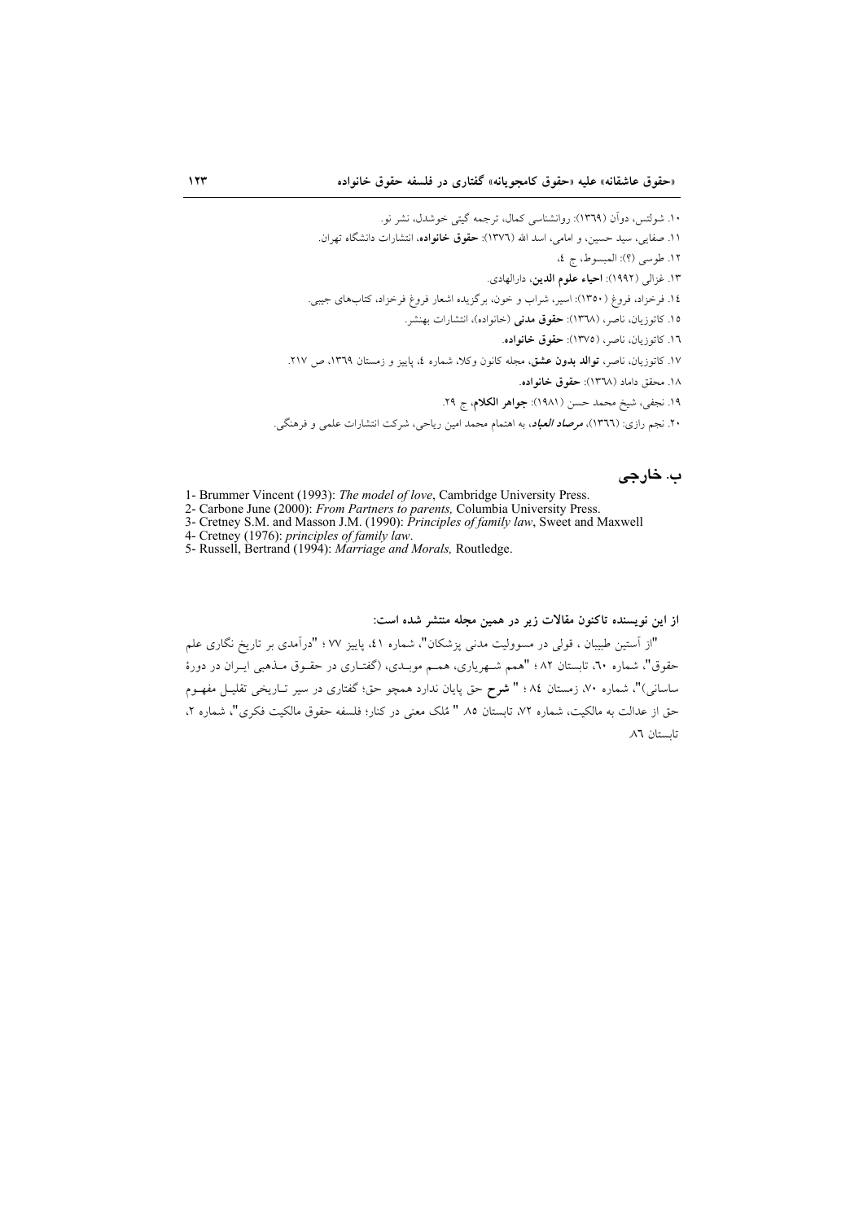۱۰. شولتس، دوآن (۱۳۶۹): روانشناسی کمال، ترجمه گیتی خوشدل، نشر نو.

۱۱. صفایی، سید حسین، و امامی، اسد الله (۱۳۷۶): **حقوق خانواده**، انتشارات دانشگاه تهران.

۱۲. طوسی (؟): المبسوط، ج ٤،

۱۳. غزالی (۱۹۹۲): **احیاء علوم الدین**، دارالهادی.

۱٤. فرخزاد، فروغ (۱۳۵۰): اسیر، شراب و خون، برگزیده اشعار فروغ فرخزاد، کتاب‌های جیبی.

۱۵. کاتوزیان، ناصر، (۱۳۶۸): **حقوق مدنی** (خانواده)، انتشارات بهنشر.

۱٦. کاتوزیان، ناصر، (۱۳۷۵): **حقوق خانواده**.

۱۷. کاتوزیان، ناصر، **توالد بدون عشق**، مجله کانون وکلا، شماره ٤، پاییز و زمستان ۱۳٦۹، ص ۲۱۷.

۱۸. محقق داماد (۱۳٦۸): **حقوق خانواده**.

۱۹. نجفی، شیخ محمد حسن (۱۹۸۱): **جواهر الکلام**، ج ۲۹.

۲۰. نجم رازی: (۱۳٦٦)، ***مرصاد العباد***، به اهتمام محمد امین ریاحی، شرکت انتشارات علمی و فرهنگی.

## ب. خارجی

1- Brummer Vincent (1993): *The model of love*, Cambridge University Press.

2- Carbone June (2000): *From Partners to parents,* Columbia University Press.

3- Cretney S.M. and Masson J.M. (1990): *Principles of family law*, Sweet and Maxwell

4- Cretney (1976): *principles of family law*.

5- Russell, Bertrand (1994): *Marriage and Morals,* Routledge.

**از این نویسنده تاکنون مقالات زیر در همین مجله منتشر شده است:**

"از آستین طبیبان ، قولی در مسوولیت مدنی پزشکان"، شماره ٤۱، پاییز ۷۷ ؛ "درآمدی بر تاریخ نگاری علم حقوق"، شماره ٦۰، تابستان ۸۲ ؛ "همم شـهریاری، همـم موبـدی، (گفتـاری در حقـوق مـذهبی ایـران در دورۀ ساسانی)"، شماره ۷۰، زمستان ۸٤ ؛ " **شرح** حق پایان ندارد همچو حق؛ گفتاری در سیر تـاریخی تقلیـل مفهـوم حق از عدالت به مالکیت، شماره ۷۲، تابستان ۸۵. " مُلک معنی در کنار؛ فلسفه حقوق مالکیت فکری"، شماره ۲، تابستان ۸٦.